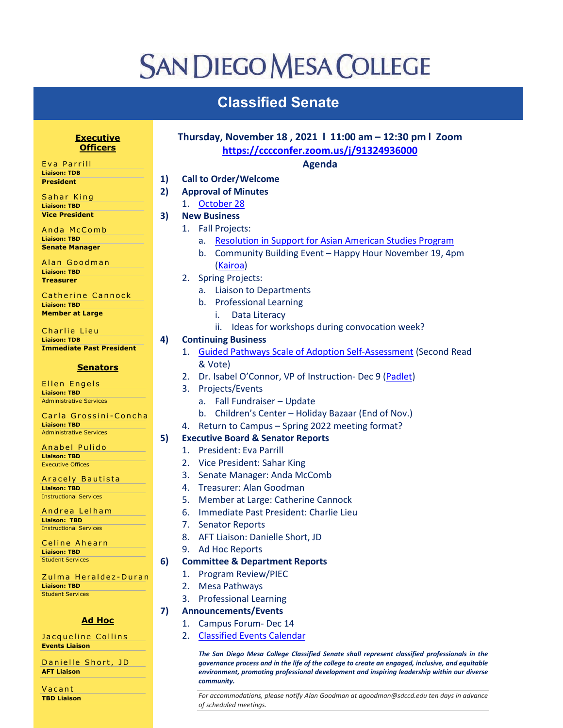# SAN DIEGO MESA COLLEGE

## Classified Senate

### Executive Officers

Eva Parrill
**Liaison: TDB**
**President**

Sahar King
**Liaison: TBD**
**Vice President**

Anda McComb
**Liaison: TBD**
**Senate Manager**

Alan Goodman
**Liaison: TBD**
**Treasurer**

Catherine Cannock
**Liaison: TBD**
**Member at Large**

Charlie Lieu
**Liaison: TDB**
**Immediate Past President**

### Senators

Ellen Engels
**Liaison: TBD**
Administrative Services

Carla Grossini-Concha
**Liaison: TBD**
Administrative Services

Anabel Pulido
**Liaison: TBD**
Executive Offices

Aracely Bautista
**Liaison: TBD**
Instructional Services

Andrea Lelham
**Liaison: TBD**
Instructional Services

Celine Ahearn
**Liaison: TBD**
Student Services

Zulma Heraldez-Duran
**Liaison: TBD**
Student Services

### Ad Hoc

Jacqueline Collins
**Events Liaison**

Danielle Short, JD
**AFT Liaison**

Vacant
**TBD Liaison**

---

**Thursday, November 18 , 2021 l 11:00 am – 12:30 pm l Zoom**
**https://cccconfer.zoom.us/j/91324936000**

**Agenda**

1) **Call to Order/Welcome**
2) **Approval of Minutes**
   1. October 28
3) **New Business**
   1. Fall Projects:
      a. Resolution in Support for Asian American Studies Program
      b. Community Building Event – Happy Hour November 19, 4pm (Kairoa)
   2. Spring Projects:
      a. Liaison to Departments
      b. Professional Learning
         i. Data Literacy
         ii. Ideas for workshops during convocation week?
4) **Continuing Business**
   1. Guided Pathways Scale of Adoption Self-Assessment (Second Read & Vote)
   2. Dr. Isabel O'Connor, VP of Instruction- Dec 9 (Padlet)
   3. Projects/Events
      a. Fall Fundraiser – Update
      b. Children's Center – Holiday Bazaar (End of Nov.)
   4. Return to Campus – Spring 2022 meeting format?
5) **Executive Board & Senator Reports**
   1. President: Eva Parrill
   2. Vice President: Sahar King
   3. Senate Manager: Anda McComb
   4. Treasurer: Alan Goodman
   5. Member at Large: Catherine Cannock
   6. Immediate Past President: Charlie Lieu
   7. Senator Reports
   8. AFT Liaison: Danielle Short, JD
   9. Ad Hoc Reports
6) **Committee & Department Reports**
   1. Program Review/PIEC
   2. Mesa Pathways
   3. Professional Learning
7) **Announcements/Events**
   1. Campus Forum- Dec 14
   2. Classified Events Calendar

***The San Diego Mesa College Classified Senate shall represent classified professionals in the governance process and in the life of the college to create an engaged, inclusive, and equitable environment, promoting professional development and inspiring leadership within our diverse community.***

*For accommodations, please notify Alan Goodman at agoodman@sdccd.edu ten days in advance of scheduled meetings.*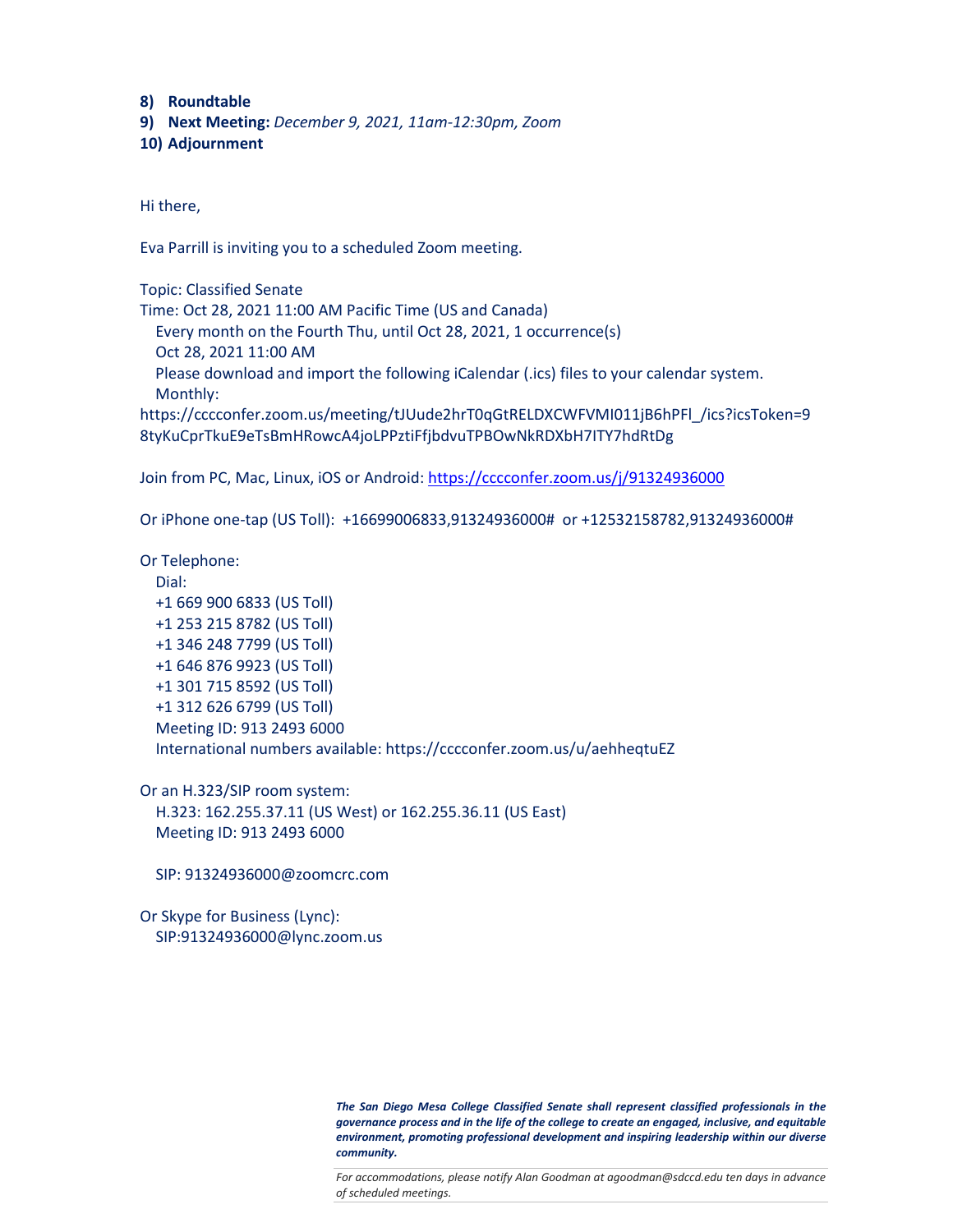8) **Roundtable**

9) **Next Meeting:** *December 9, 2021, 11am-12:30pm, Zoom*

10) **Adjournment**

Hi there,

Eva Parrill is inviting you to a scheduled Zoom meeting.

Topic: Classified Senate
Time: Oct 28, 2021 11:00 AM Pacific Time (US and Canada)
Every month on the Fourth Thu, until Oct 28, 2021, 1 occurrence(s)
Oct 28, 2021 11:00 AM
Please download and import the following iCalendar (.ics) files to your calendar system.
Monthly:
https://cccconfer.zoom.us/meeting/tJUude2hrT0qGtRELDXCWFVMI011jB6hPFl_/ics?icsToken=98tyKuCprTkuE9eTsBmHRowcA4joLPPztiFfjbdvuTPBOwNkRDXbH7ITY7hdRtDg

Join from PC, Mac, Linux, iOS or Android: https://cccconfer.zoom.us/j/91324936000

Or iPhone one-tap (US Toll): +16699006833,91324936000# or +12532158782,91324936000#

Or Telephone:
Dial:
+1 669 900 6833 (US Toll)
+1 253 215 8782 (US Toll)
+1 346 248 7799 (US Toll)
+1 646 876 9923 (US Toll)
+1 301 715 8592 (US Toll)
+1 312 626 6799 (US Toll)
Meeting ID: 913 2493 6000
International numbers available: https://cccconfer.zoom.us/u/aehheqtuEZ

Or an H.323/SIP room system:
H.323: 162.255.37.11 (US West) or 162.255.36.11 (US East)
Meeting ID: 913 2493 6000

SIP: 91324936000@zoomcrc.com

Or Skype for Business (Lync):
SIP:91324936000@lync.zoom.us

***The San Diego Mesa College Classified Senate shall represent classified professionals in the governance process and in the life of the college to create an engaged, inclusive, and equitable environment, promoting professional development and inspiring leadership within our diverse community.***

*For accommodations, please notify Alan Goodman at agoodman@sdccd.edu ten days in advance of scheduled meetings.*